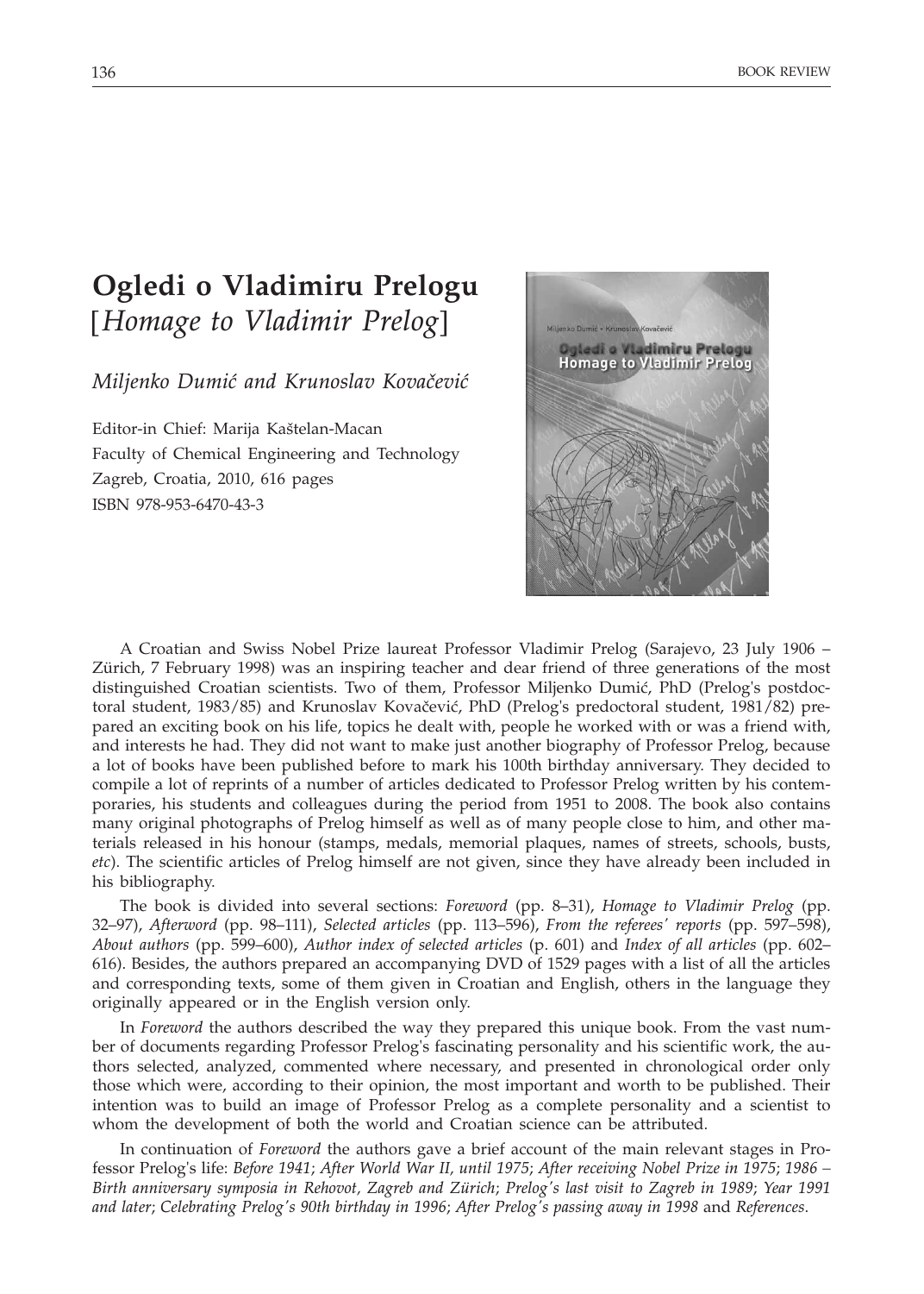# Ogledi o Vladimiru Prelogu
## [*Homage to Vladimir Prelog*]

*Miljenko Dumić and Krunoslav Kovačević*

Editor-in Chief: Marija Kaštelan-Macan
Faculty of Chemical Engineering and Technology
Zagreb, Croatia, 2010, 616 pages
ISBN 978-953-6470-43-3

A Croatian and Swiss Nobel Prize laureat Professor Vladimir Prelog (Sarajevo, 23 July 1906 – Zürich, 7 February 1998) was an inspiring teacher and dear friend of three generations of the most distinguished Croatian scientists. Two of them, Professor Miljenko Dumić, PhD (Prelog's postdoctoral student, 1983/85) and Krunoslav Kovačević, PhD (Prelog's predoctoral student, 1981/82) prepared an exciting book on his life, topics he dealt with, people he worked with or was a friend with, and interests he had. They did not want to make just another biography of Professor Prelog, because a lot of books have been published before to mark his 100th birthday anniversary. They decided to compile a lot of reprints of a number of articles dedicated to Professor Prelog written by his contemporaries, his students and colleagues during the period from 1951 to 2008. The book also contains many original photographs of Prelog himself as well as of many people close to him, and other materials released in his honour (stamps, medals, memorial plaques, names of streets, schools, busts, *etc*). The scientific articles of Prelog himself are not given, since they have already been included in his bibliography.

The book is divided into several sections: *Foreword* (pp. 8–31), *Homage to Vladimir Prelog* (pp. 32–97), *Afterword* (pp. 98–111), *Selected articles* (pp. 113–596), *From the referees' reports* (pp. 597–598), *About authors* (pp. 599–600), *Author index of selected articles* (p. 601) and *Index of all articles* (pp. 602–616). Besides, the authors prepared an accompanying DVD of 1529 pages with a list of all the articles and corresponding texts, some of them given in Croatian and English, others in the language they originally appeared or in the English version only.

In *Foreword* the authors described the way they prepared this unique book. From the vast number of documents regarding Professor Prelog's fascinating personality and his scientific work, the authors selected, analyzed, commented where necessary, and presented in chronological order only those which were, according to their opinion, the most important and worth to be published. Their intention was to build an image of Professor Prelog as a complete personality and a scientist to whom the development of both the world and Croatian science can be attributed.

In continuation of *Foreword* the authors gave a brief account of the main relevant stages in Professor Prelog's life: *Before 1941*; *After World War II, until 1975*; *After receiving Nobel Prize in 1975*; *1986 – Birth anniversary symposia in Rehovot, Zagreb and Zürich*; *Prelog's last visit to Zagreb in 1989*; *Year 1991 and later*; *Celebrating Prelog's 90th birthday in 1996*; *After Prelog's passing away in 1998* and *References*.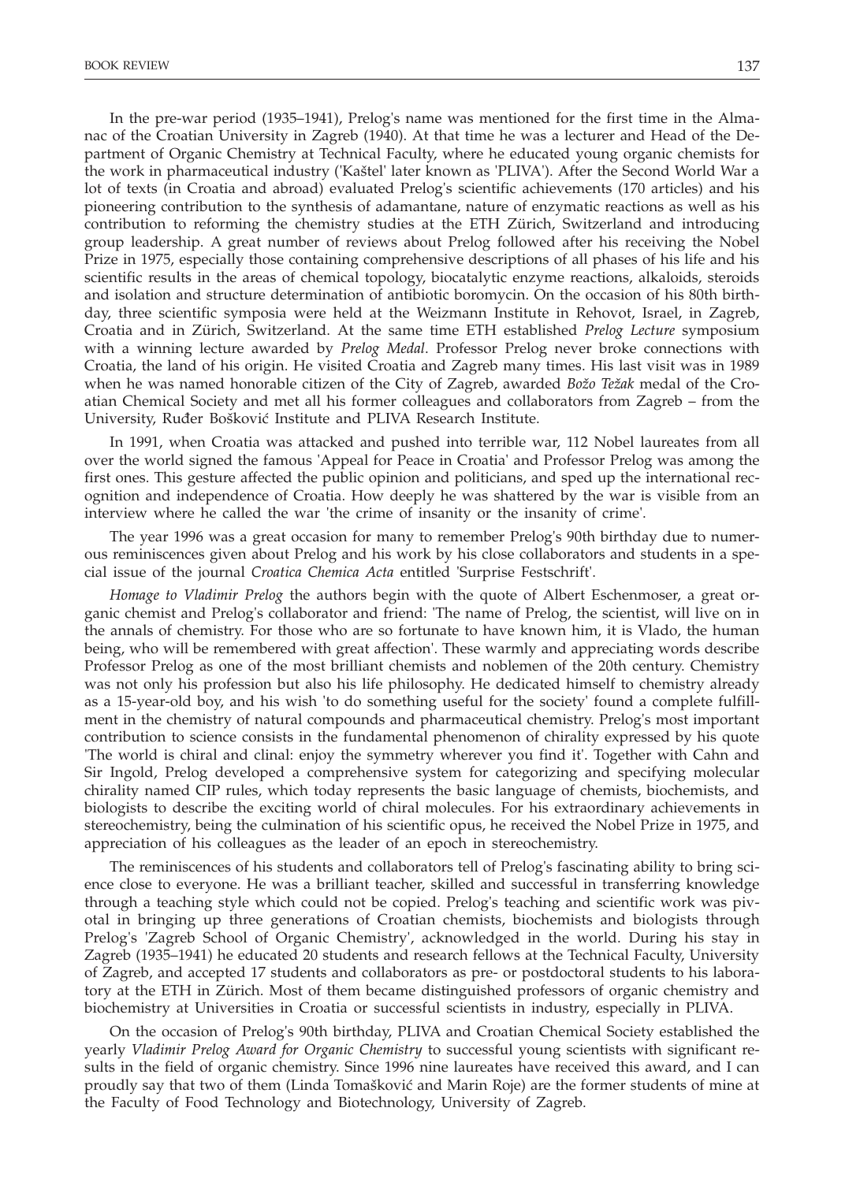In the pre-war period (1935–1941), Prelog's name was mentioned for the first time in the Almanac of the Croatian University in Zagreb (1940). At that time he was a lecturer and Head of the Department of Organic Chemistry at Technical Faculty, where he educated young organic chemists for the work in pharmaceutical industry ('Kaštel' later known as 'PLIVA'). After the Second World War a lot of texts (in Croatia and abroad) evaluated Prelog's scientific achievements (170 articles) and his pioneering contribution to the synthesis of adamantane, nature of enzymatic reactions as well as his contribution to reforming the chemistry studies at the ETH Zürich, Switzerland and introducing group leadership. A great number of reviews about Prelog followed after his receiving the Nobel Prize in 1975, especially those containing comprehensive descriptions of all phases of his life and his scientific results in the areas of chemical topology, biocatalytic enzyme reactions, alkaloids, steroids and isolation and structure determination of antibiotic boromycin. On the occasion of his 80th birthday, three scientific symposia were held at the Weizmann Institute in Rehovot, Israel, in Zagreb, Croatia and in Zürich, Switzerland. At the same time ETH established *Prelog Lecture* symposium with a winning lecture awarded by *Prelog Medal*. Professor Prelog never broke connections with Croatia, the land of his origin. He visited Croatia and Zagreb many times. His last visit was in 1989 when he was named honorable citizen of the City of Zagreb, awarded *Božo Težak* medal of the Croatian Chemical Society and met all his former colleagues and collaborators from Zagreb – from the University, Ruđer Bošković Institute and PLIVA Research Institute.

In 1991, when Croatia was attacked and pushed into terrible war, 112 Nobel laureates from all over the world signed the famous 'Appeal for Peace in Croatia' and Professor Prelog was among the first ones. This gesture affected the public opinion and politicians, and sped up the international recognition and independence of Croatia. How deeply he was shattered by the war is visible from an interview where he called the war 'the crime of insanity or the insanity of crime'.

The year 1996 was a great occasion for many to remember Prelog's 90th birthday due to numerous reminiscences given about Prelog and his work by his close collaborators and students in a special issue of the journal *Croatica Chemica Acta* entitled 'Surprise Festschrift'.

*Homage to Vladimir Prelog* the authors begin with the quote of Albert Eschenmoser, a great organic chemist and Prelog's collaborator and friend: 'The name of Prelog, the scientist, will live on in the annals of chemistry. For those who are so fortunate to have known him, it is Vlado, the human being, who will be remembered with great affection'. These warmly and appreciating words describe Professor Prelog as one of the most brilliant chemists and noblemen of the 20th century. Chemistry was not only his profession but also his life philosophy. He dedicated himself to chemistry already as a 15-year-old boy, and his wish 'to do something useful for the society' found a complete fulfillment in the chemistry of natural compounds and pharmaceutical chemistry. Prelog's most important contribution to science consists in the fundamental phenomenon of chirality expressed by his quote 'The world is chiral and clinal: enjoy the symmetry wherever you find it'. Together with Cahn and Sir Ingold, Prelog developed a comprehensive system for categorizing and specifying molecular chirality named CIP rules, which today represents the basic language of chemists, biochemists, and biologists to describe the exciting world of chiral molecules. For his extraordinary achievements in stereochemistry, being the culmination of his scientific opus, he received the Nobel Prize in 1975, and appreciation of his colleagues as the leader of an epoch in stereochemistry.

The reminiscences of his students and collaborators tell of Prelog's fascinating ability to bring science close to everyone. He was a brilliant teacher, skilled and successful in transferring knowledge through a teaching style which could not be copied. Prelog's teaching and scientific work was pivotal in bringing up three generations of Croatian chemists, biochemists and biologists through Prelog's 'Zagreb School of Organic Chemistry', acknowledged in the world. During his stay in Zagreb (1935–1941) he educated 20 students and research fellows at the Technical Faculty, University of Zagreb, and accepted 17 students and collaborators as pre- or postdoctoral students to his laboratory at the ETH in Zürich. Most of them became distinguished professors of organic chemistry and biochemistry at Universities in Croatia or successful scientists in industry, especially in PLIVA.

On the occasion of Prelog's 90th birthday, PLIVA and Croatian Chemical Society established the yearly *Vladimir Prelog Award for Organic Chemistry* to successful young scientists with significant results in the field of organic chemistry. Since 1996 nine laureates have received this award, and I can proudly say that two of them (Linda Tomašković and Marin Roje) are the former students of mine at the Faculty of Food Technology and Biotechnology, University of Zagreb.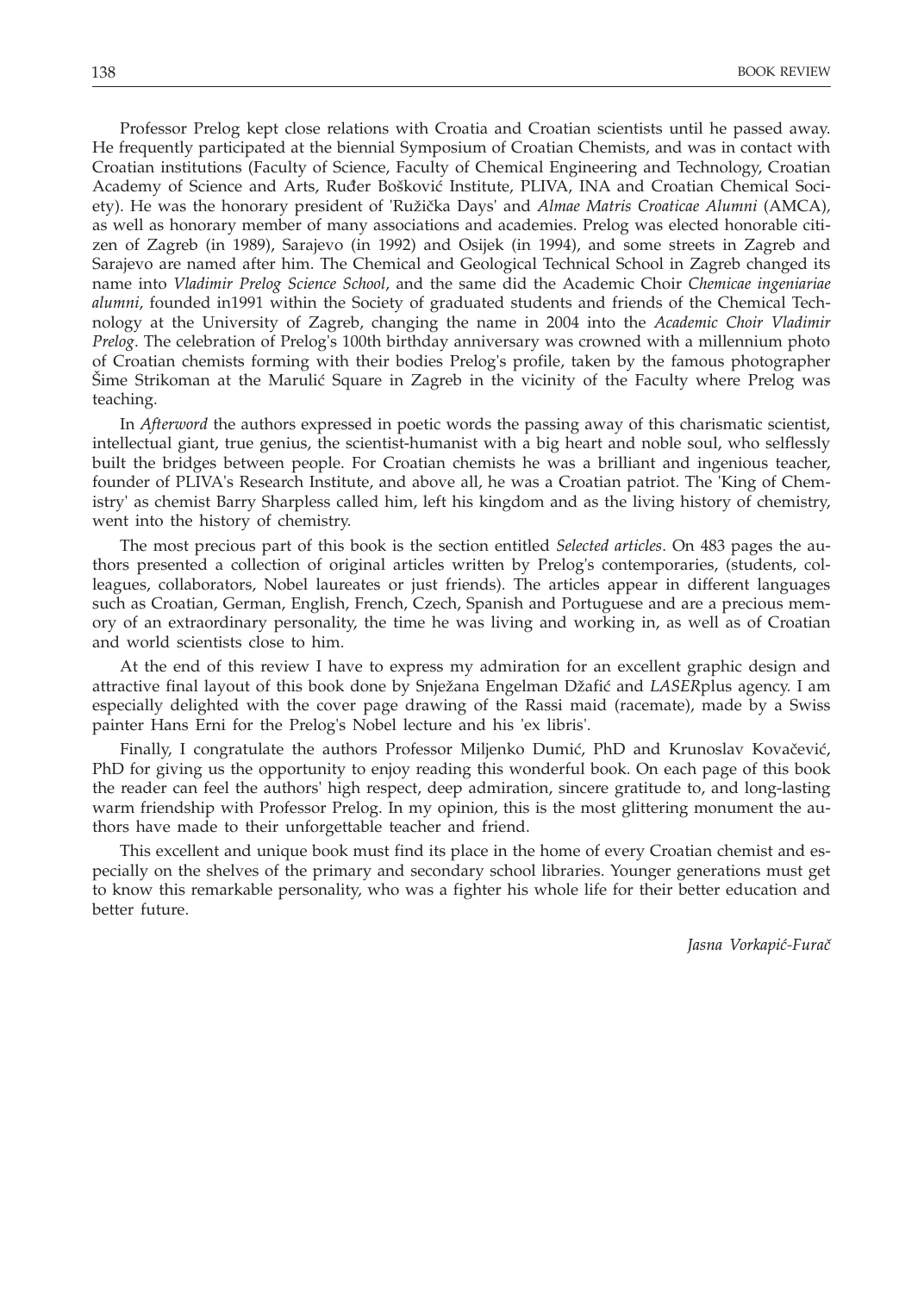Professor Prelog kept close relations with Croatia and Croatian scientists until he passed away. He frequently participated at the biennial Symposium of Croatian Chemists, and was in contact with Croatian institutions (Faculty of Science, Faculty of Chemical Engineering and Technology, Croatian Academy of Science and Arts, Ruđer Bošković Institute, PLIVA, INA and Croatian Chemical Society). He was the honorary president of 'Ružička Days' and *Almae Matris Croaticae Alumni* (AMCA), as well as honorary member of many associations and academies. Prelog was elected honorable citizen of Zagreb (in 1989), Sarajevo (in 1992) and Osijek (in 1994), and some streets in Zagreb and Sarajevo are named after him. The Chemical and Geological Technical School in Zagreb changed its name into *Vladimir Prelog Science School*, and the same did the Academic Choir *Chemicae ingeniariae alumni*, founded in1991 within the Society of graduated students and friends of the Chemical Technology at the University of Zagreb, changing the name in 2004 into the *Academic Choir Vladimir Prelog*. The celebration of Prelog's 100th birthday anniversary was crowned with a millennium photo of Croatian chemists forming with their bodies Prelog's profile, taken by the famous photographer Šime Strikoman at the Marulić Square in Zagreb in the vicinity of the Faculty where Prelog was teaching.

In *Afterword* the authors expressed in poetic words the passing away of this charismatic scientist, intellectual giant, true genius, the scientist-humanist with a big heart and noble soul, who selflessly built the bridges between people. For Croatian chemists he was a brilliant and ingenious teacher, founder of PLIVA's Research Institute, and above all, he was a Croatian patriot. The 'King of Chemistry' as chemist Barry Sharpless called him, left his kingdom and as the living history of chemistry, went into the history of chemistry.

The most precious part of this book is the section entitled *Selected articles*. On 483 pages the authors presented a collection of original articles written by Prelog's contemporaries, (students, colleagues, collaborators, Nobel laureates or just friends). The articles appear in different languages such as Croatian, German, English, French, Czech, Spanish and Portuguese and are a precious memory of an extraordinary personality, the time he was living and working in, as well as of Croatian and world scientists close to him.

At the end of this review I have to express my admiration for an excellent graphic design and attractive final layout of this book done by Snježana Engelman Džafić and *LASER*plus agency. I am especially delighted with the cover page drawing of the Rassi maid (racemate), made by a Swiss painter Hans Erni for the Prelog's Nobel lecture and his 'ex libris'.

Finally, I congratulate the authors Professor Miljenko Dumić, PhD and Krunoslav Kovačević, PhD for giving us the opportunity to enjoy reading this wonderful book. On each page of this book the reader can feel the authors' high respect, deep admiration, sincere gratitude to, and long-lasting warm friendship with Professor Prelog. In my opinion, this is the most glittering monument the authors have made to their unforgettable teacher and friend.

This excellent and unique book must find its place in the home of every Croatian chemist and especially on the shelves of the primary and secondary school libraries. Younger generations must get to know this remarkable personality, who was a fighter his whole life for their better education and better future.

*Jasna Vorkapić-Furač*